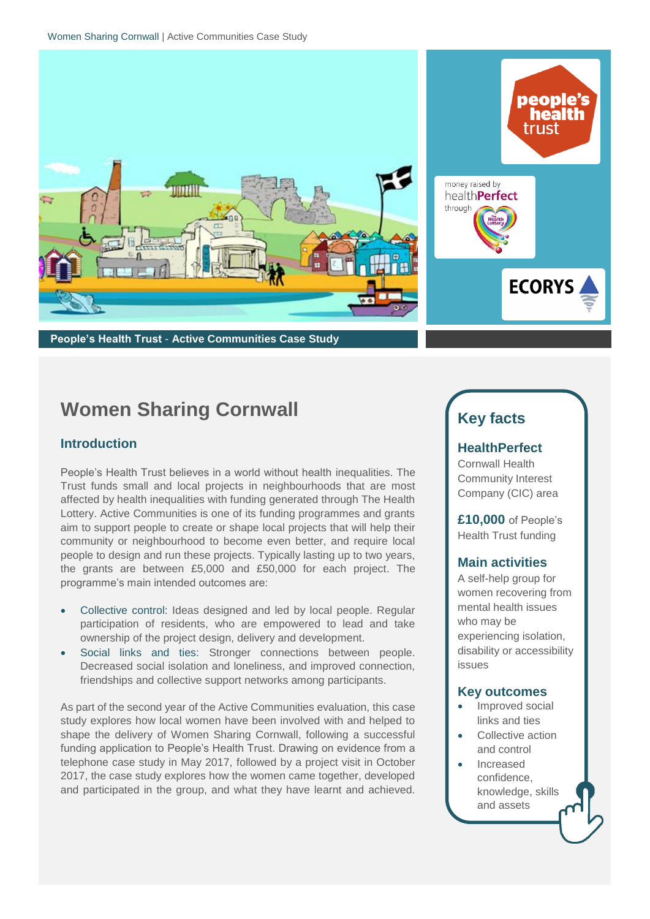People's Health Trust - Active Communities Case Study

# Women Sharing Cornwall

## Introduction

People's Health Trust believes in a world without health inequalities. The Trust funds small and local projects in neighbourhoods that are most affected by health inequalities with funding generated through The Health Lottery. Active Communities is one of its funding programmes and grants aim to support people to create or shape local projects that will help their community or neighbourhood to become even better, and require local people to design and run these projects. Typically lasting up to two years, the grants are between £5,000 and £50,000 for each project. The programme's main intended outcomes are:

- Collective control: Ideas designed and led by local people. Regular participation of residents, who are empowered to lead and take ownership of the project design, delivery and development.
- Social links and ties: Stronger connections between people. Decreased social isolation and loneliness, and improved connection, friendships and collective support networks among participants.

As part of the second year of the Active Communities evaluation, this case study explores how local women have been involved with and helped to shape the delivery of Women Sharing Cornwall, following a successful funding application to People's Health Trust. Drawing on evidence from a telephone case study in May 2017, followed by a project visit in October 2017, the case study explores how the women came together, developed and participated in the group, and what they have learnt and achieved.

## Key facts

**HealthPerfect**
Cornwall Health Community Interest Company (CIC) area

**£10,000** of People's Health Trust funding

### Main activities

A self-help group for women recovering from mental health issues who may be experiencing isolation, disability or accessibility issues

### Key outcomes

- Improved social links and ties
- Collective action and control
- Increased confidence, knowledge, skills and assets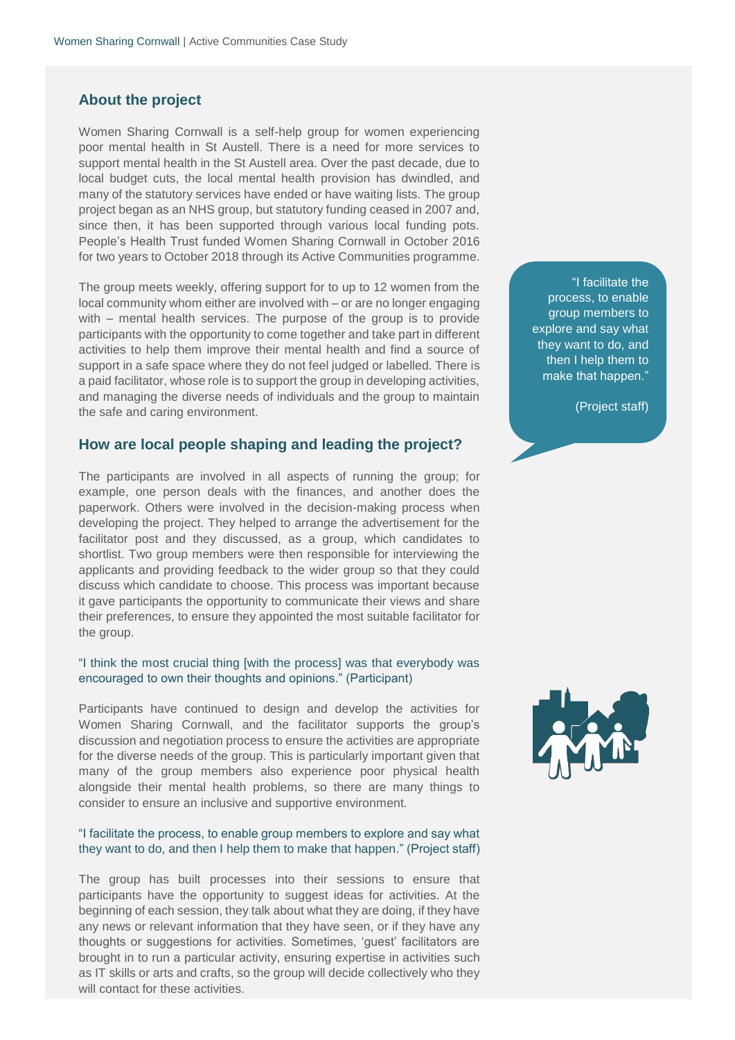## About the project

Women Sharing Cornwall is a self-help group for women experiencing poor mental health in St Austell. There is a need for more services to support mental health in the St Austell area. Over the past decade, due to local budget cuts, the local mental health provision has dwindled, and many of the statutory services have ended or have waiting lists. The group project began as an NHS group, but statutory funding ceased in 2007 and, since then, it has been supported through various local funding pots. People's Health Trust funded Women Sharing Cornwall in October 2016 for two years to October 2018 through its Active Communities programme.

The group meets weekly, offering support for to up to 12 women from the local community whom either are involved with – or are no longer engaging with – mental health services. The purpose of the group is to provide participants with the opportunity to come together and take part in different activities to help them improve their mental health and find a source of support in a safe space where they do not feel judged or labelled. There is a paid facilitator, whose role is to support the group in developing activities, and managing the diverse needs of individuals and the group to maintain the safe and caring environment.

> "I facilitate the process, to enable group members to explore and say what they want to do, and then I help them to make that happen."
>
> (Project staff)

## How are local people shaping and leading the project?

The participants are involved in all aspects of running the group; for example, one person deals with the finances, and another does the paperwork. Others were involved in the decision-making process when developing the project. They helped to arrange the advertisement for the facilitator post and they discussed, as a group, which candidates to shortlist. Two group members were then responsible for interviewing the applicants and providing feedback to the wider group so that they could discuss which candidate to choose. This process was important because it gave participants the opportunity to communicate their views and share their preferences, to ensure they appointed the most suitable facilitator for the group.

"I think the most crucial thing [with the process] was that everybody was encouraged to own their thoughts and opinions." (Participant)

Participants have continued to design and develop the activities for Women Sharing Cornwall, and the facilitator supports the group's discussion and negotiation process to ensure the activities are appropriate for the diverse needs of the group. This is particularly important given that many of the group members also experience poor physical health alongside their mental health problems, so there are many things to consider to ensure an inclusive and supportive environment.

"I facilitate the process, to enable group members to explore and say what they want to do, and then I help them to make that happen." (Project staff)

The group has built processes into their sessions to ensure that participants have the opportunity to suggest ideas for activities. At the beginning of each session, they talk about what they are doing, if they have any news or relevant information that they have seen, or if they have any thoughts or suggestions for activities. Sometimes, 'guest' facilitators are brought in to run a particular activity, ensuring expertise in activities such as IT skills or arts and crafts, so the group will decide collectively who they will contact for these activities.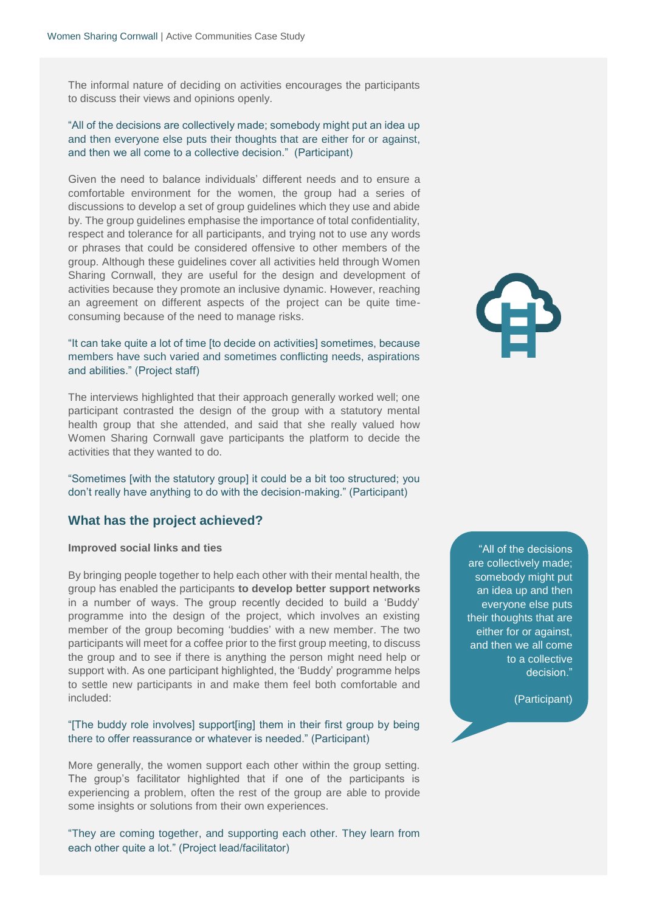The informal nature of deciding on activities encourages the participants to discuss their views and opinions openly.

"All of the decisions are collectively made; somebody might put an idea up and then everyone else puts their thoughts that are either for or against, and then we all come to a collective decision." (Participant)

Given the need to balance individuals' different needs and to ensure a comfortable environment for the women, the group had a series of discussions to develop a set of group guidelines which they use and abide by. The group guidelines emphasise the importance of total confidentiality, respect and tolerance for all participants, and trying not to use any words or phrases that could be considered offensive to other members of the group. Although these guidelines cover all activities held through Women Sharing Cornwall, they are useful for the design and development of activities because they promote an inclusive dynamic. However, reaching an agreement on different aspects of the project can be quite time-consuming because of the need to manage risks.

"It can take quite a lot of time [to decide on activities] sometimes, because members have such varied and sometimes conflicting needs, aspirations and abilities." (Project staff)

The interviews highlighted that their approach generally worked well; one participant contrasted the design of the group with a statutory mental health group that she attended, and said that she really valued how Women Sharing Cornwall gave participants the platform to decide the activities that they wanted to do.

"Sometimes [with the statutory group] it could be a bit too structured; you don't really have anything to do with the decision-making." (Participant)

## What has the project achieved?

**Improved social links and ties**

By bringing people together to help each other with their mental health, the group has enabled the participants **to develop better support networks** in a number of ways. The group recently decided to build a 'Buddy' programme into the design of the project, which involves an existing member of the group becoming 'buddies' with a new member. The two participants will meet for a coffee prior to the first group meeting, to discuss the group and to see if there is anything the person might need help or support with. As one participant highlighted, the 'Buddy' programme helps to settle new participants in and make them feel both comfortable and included:

"[The buddy role involves] support[ing] them in their first group by being there to offer reassurance or whatever is needed." (Participant)

More generally, the women support each other within the group setting. The group's facilitator highlighted that if one of the participants is experiencing a problem, often the rest of the group are able to provide some insights or solutions from their own experiences.

"They are coming together, and supporting each other. They learn from each other quite a lot." (Project lead/facilitator)

> "All of the decisions are collectively made; somebody might put an idea up and then everyone else puts their thoughts that are either for or against, and then we all come to a collective decision."
>
> (Participant)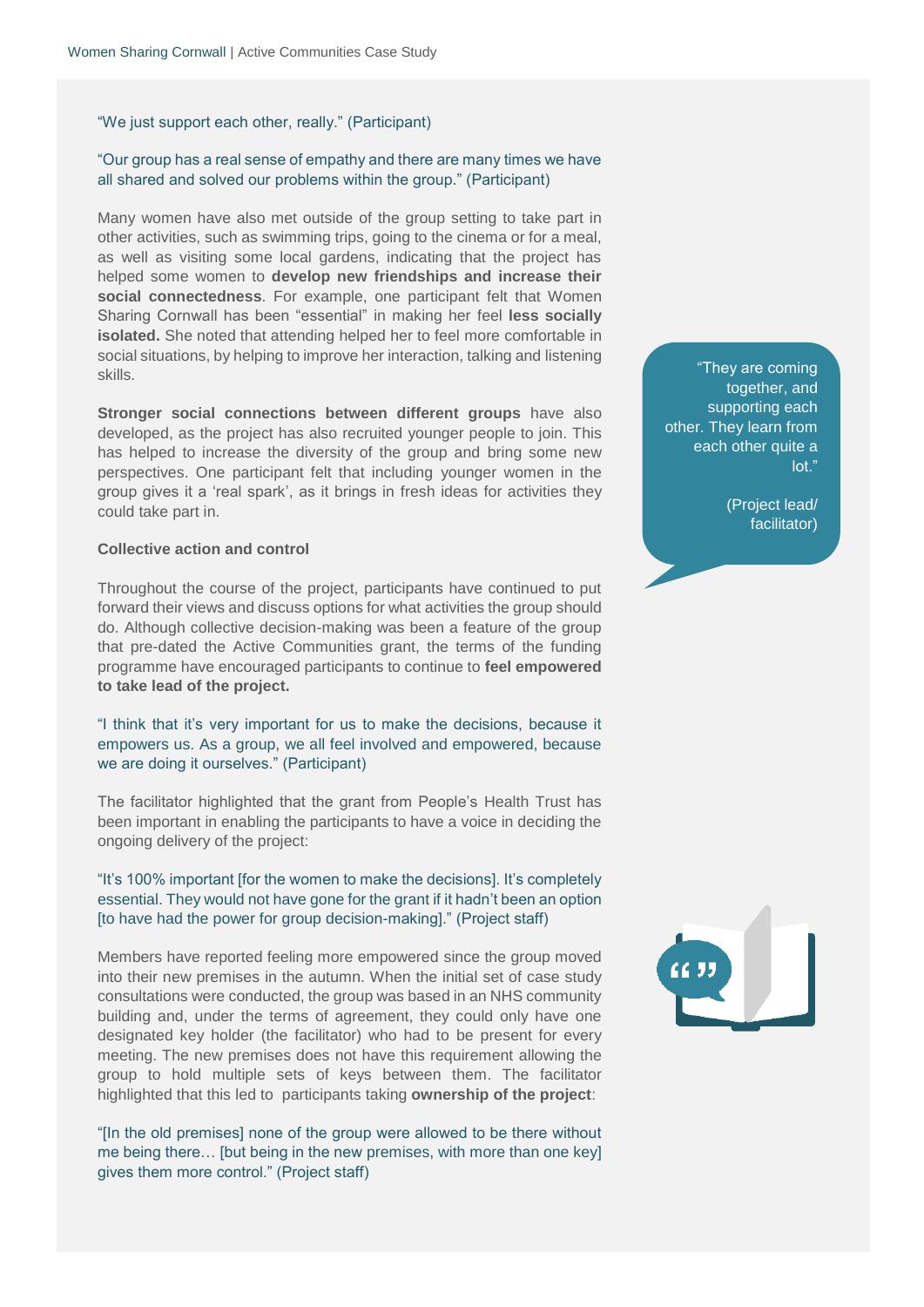"We just support each other, really." (Participant)

"Our group has a real sense of empathy and there are many times we have all shared and solved our problems within the group." (Participant)

Many women have also met outside of the group setting to take part in other activities, such as swimming trips, going to the cinema or for a meal, as well as visiting some local gardens, indicating that the project has helped some women to **develop new friendships and increase their social connectedness**. For example, one participant felt that Women Sharing Cornwall has been "essential" in making her feel **less socially isolated.** She noted that attending helped her to feel more comfortable in social situations, by helping to improve her interaction, talking and listening skills.

> "They are coming together, and supporting each other. They learn from each other quite a lot."
>
> (Project lead/ facilitator)

**Stronger social connections between different groups** have also developed, as the project has also recruited younger people to join. This has helped to increase the diversity of the group and bring some new perspectives. One participant felt that including younger women in the group gives it a 'real spark', as it brings in fresh ideas for activities they could take part in.

**Collective action and control**

Throughout the course of the project, participants have continued to put forward their views and discuss options for what activities the group should do. Although collective decision-making was been a feature of the group that pre-dated the Active Communities grant, the terms of the funding programme have encouraged participants to continue to **feel empowered to take lead of the project.**

"I think that it's very important for us to make the decisions, because it empowers us. As a group, we all feel involved and empowered, because we are doing it ourselves." (Participant)

The facilitator highlighted that the grant from People's Health Trust has been important in enabling the participants to have a voice in deciding the ongoing delivery of the project:

"It's 100% important [for the women to make the decisions]. It's completely essential. They would not have gone for the grant if it hadn't been an option [to have had the power for group decision-making]." (Project staff)

Members have reported feeling more empowered since the group moved into their new premises in the autumn. When the initial set of case study consultations were conducted, the group was based in an NHS community building and, under the terms of agreement, they could only have one designated key holder (the facilitator) who had to be present for every meeting. The new premises does not have this requirement allowing the group to hold multiple sets of keys between them. The facilitator highlighted that this led to participants taking **ownership of the project**:

"[In the old premises] none of the group were allowed to be there without me being there… [but being in the new premises, with more than one key] gives them more control." (Project staff)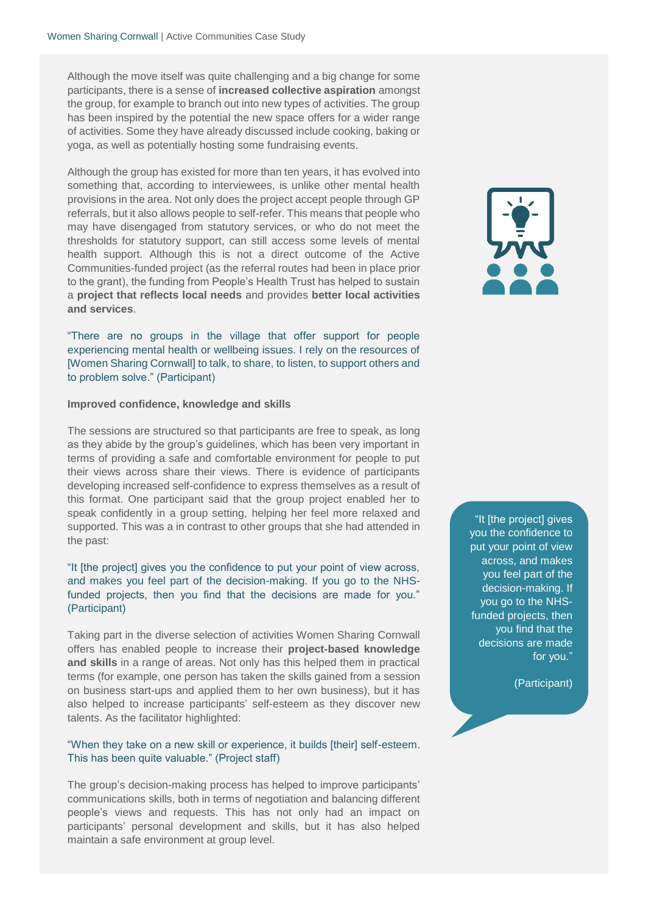Although the move itself was quite challenging and a big change for some participants, there is a sense of **increased collective aspiration** amongst the group, for example to branch out into new types of activities. The group has been inspired by the potential the new space offers for a wider range of activities. Some they have already discussed include cooking, baking or yoga, as well as potentially hosting some fundraising events.

Although the group has existed for more than ten years, it has evolved into something that, according to interviewees, is unlike other mental health provisions in the area. Not only does the project accept people through GP referrals, but it also allows people to self-refer. This means that people who may have disengaged from statutory services, or who do not meet the thresholds for statutory support, can still access some levels of mental health support. Although this is not a direct outcome of the Active Communities-funded project (as the referral routes had been in place prior to the grant), the funding from People's Health Trust has helped to sustain a **project that reflects local needs** and provides **better local activities and services**.

"There are no groups in the village that offer support for people experiencing mental health or wellbeing issues. I rely on the resources of [Women Sharing Cornwall] to talk, to share, to listen, to support others and to problem solve." (Participant)

**Improved confidence, knowledge and skills**

The sessions are structured so that participants are free to speak, as long as they abide by the group's guidelines, which has been very important in terms of providing a safe and comfortable environment for people to put their views across share their views. There is evidence of participants developing increased self-confidence to express themselves as a result of this format. One participant said that the group project enabled her to speak confidently in a group setting, helping her feel more relaxed and supported. This was a in contrast to other groups that she had attended in the past:

"It [the project] gives you the confidence to put your point of view across, and makes you feel part of the decision-making. If you go to the NHS-funded projects, then you find that the decisions are made for you." (Participant)

Taking part in the diverse selection of activities Women Sharing Cornwall offers has enabled people to increase their **project-based knowledge and skills** in a range of areas. Not only has this helped them in practical terms (for example, one person has taken the skills gained from a session on business start-ups and applied them to her own business), but it has also helped to increase participants' self-esteem as they discover new talents. As the facilitator highlighted:

"When they take on a new skill or experience, it builds [their] self-esteem. This has been quite valuable." (Project staff)

The group's decision-making process has helped to improve participants' communications skills, both in terms of negotiation and balancing different people's views and requests. This has not only had an impact on participants' personal development and skills, but it has also helped maintain a safe environment at group level.

"It [the project] gives you the confidence to put your point of view across, and makes you feel part of the decision-making. If you go to the NHS-funded projects, then you find that the decisions are made for you."

(Participant)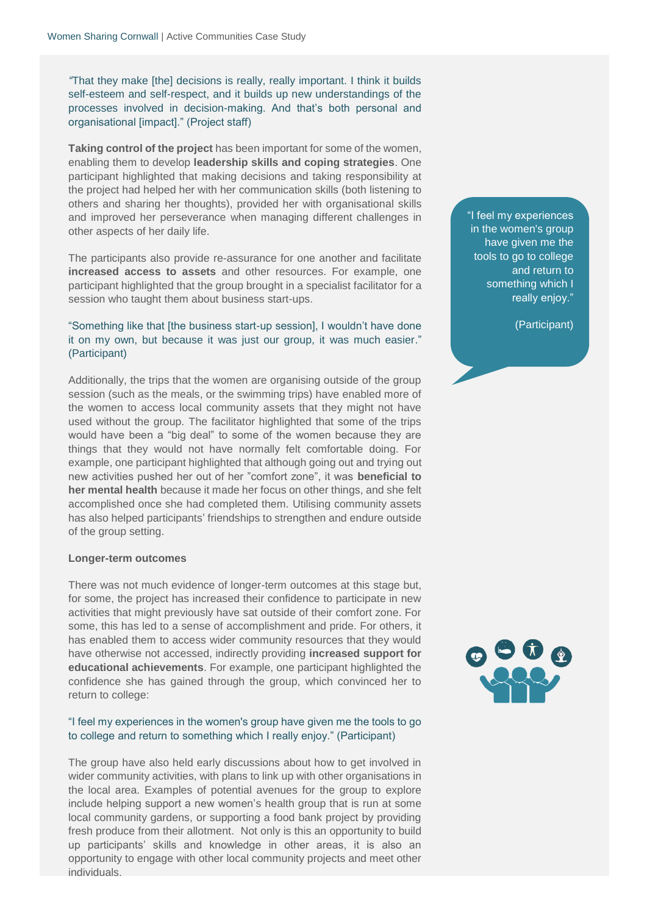"That they make [the] decisions is really, really important. I think it builds self-esteem and self-respect, and it builds up new understandings of the processes involved in decision-making. And that's both personal and organisational [impact]." (Project staff)

**Taking control of the project** has been important for some of the women, enabling them to develop **leadership skills and coping strategies**. One participant highlighted that making decisions and taking responsibility at the project had helped her with her communication skills (both listening to others and sharing her thoughts), provided her with organisational skills and improved her perseverance when managing different challenges in other aspects of her daily life.

The participants also provide re-assurance for one another and facilitate **increased access to assets** and other resources. For example, one participant highlighted that the group brought in a specialist facilitator for a session who taught them about business start-ups.

"Something like that [the business start-up session], I wouldn't have done it on my own, but because it was just our group, it was much easier." (Participant)

Additionally, the trips that the women are organising outside of the group session (such as the meals, or the swimming trips) have enabled more of the women to access local community assets that they might not have used without the group. The facilitator highlighted that some of the trips would have been a "big deal" to some of the women because they are things that they would not have normally felt comfortable doing. For example, one participant highlighted that although going out and trying out new activities pushed her out of her "comfort zone", it was **beneficial to her mental health** because it made her focus on other things, and she felt accomplished once she had completed them. Utilising community assets has also helped participants' friendships to strengthen and endure outside of the group setting.

"I feel my experiences in the women's group have given me the tools to go to college and return to something which I really enjoy."

(Participant)

**Longer-term outcomes**

There was not much evidence of longer-term outcomes at this stage but, for some, the project has increased their confidence to participate in new activities that might previously have sat outside of their comfort zone. For some, this has led to a sense of accomplishment and pride. For others, it has enabled them to access wider community resources that they would have otherwise not accessed, indirectly providing **increased support for educational achievements**. For example, one participant highlighted the confidence she has gained through the group, which convinced her to return to college:

"I feel my experiences in the women's group have given me the tools to go to college and return to something which I really enjoy." (Participant)

The group have also held early discussions about how to get involved in wider community activities, with plans to link up with other organisations in the local area. Examples of potential avenues for the group to explore include helping support a new women's health group that is run at some local community gardens, or supporting a food bank project by providing fresh produce from their allotment. Not only is this an opportunity to build up participants' skills and knowledge in other areas, it is also an opportunity to engage with other local community projects and meet other individuals.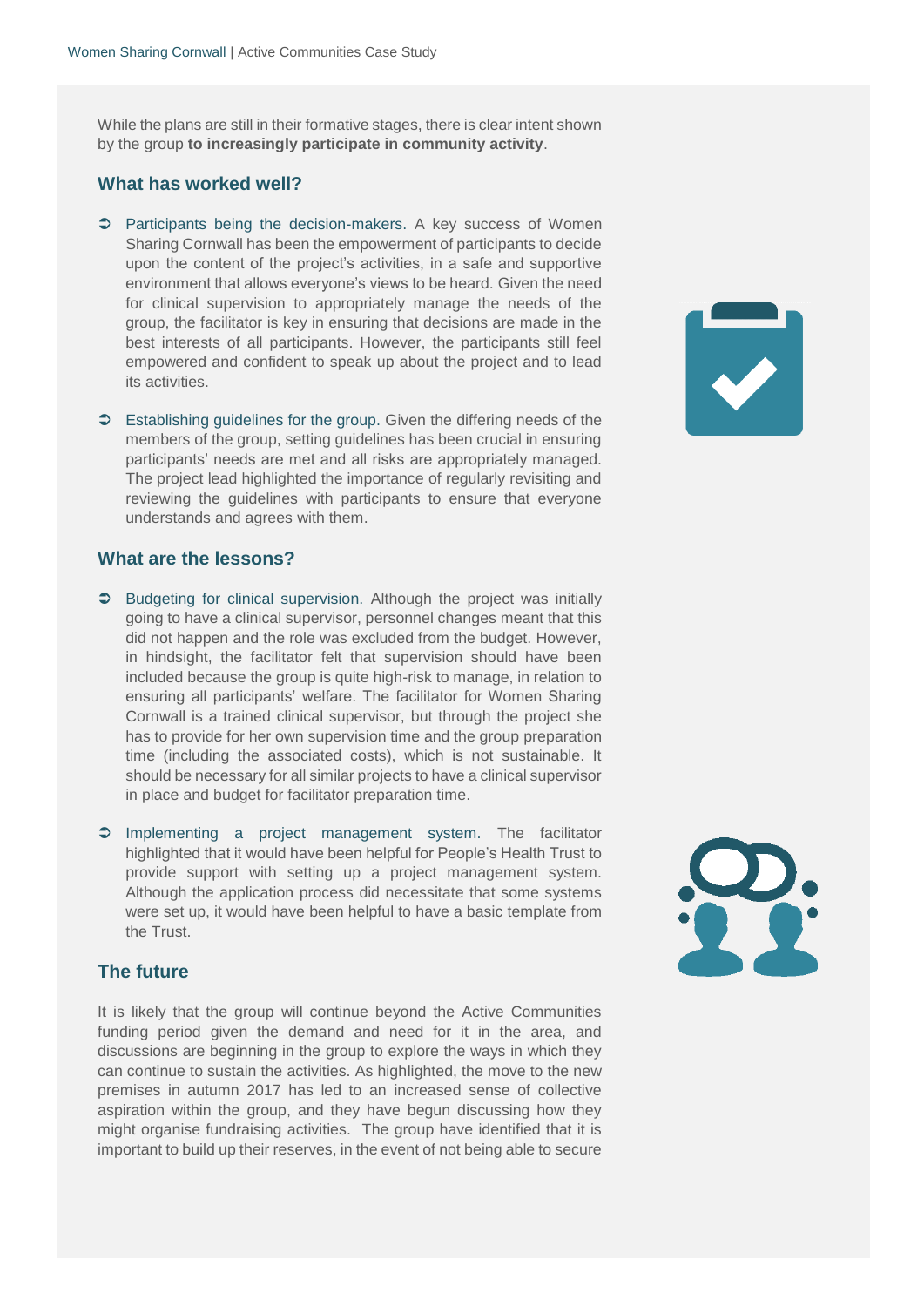While the plans are still in their formative stages, there is clear intent shown by the group **to increasingly participate in community activity**.

## What has worked well?

- Participants being the decision-makers. A key success of Women Sharing Cornwall has been the empowerment of participants to decide upon the content of the project's activities, in a safe and supportive environment that allows everyone's views to be heard. Given the need for clinical supervision to appropriately manage the needs of the group, the facilitator is key in ensuring that decisions are made in the best interests of all participants. However, the participants still feel empowered and confident to speak up about the project and to lead its activities.

- Establishing guidelines for the group. Given the differing needs of the members of the group, setting guidelines has been crucial in ensuring participants' needs are met and all risks are appropriately managed. The project lead highlighted the importance of regularly revisiting and reviewing the guidelines with participants to ensure that everyone understands and agrees with them.

## What are the lessons?

- Budgeting for clinical supervision. Although the project was initially going to have a clinical supervisor, personnel changes meant that this did not happen and the role was excluded from the budget. However, in hindsight, the facilitator felt that supervision should have been included because the group is quite high-risk to manage, in relation to ensuring all participants' welfare. The facilitator for Women Sharing Cornwall is a trained clinical supervisor, but through the project she has to provide for her own supervision time and the group preparation time (including the associated costs), which is not sustainable. It should be necessary for all similar projects to have a clinical supervisor in place and budget for facilitator preparation time.

- Implementing a project management system. The facilitator highlighted that it would have been helpful for People's Health Trust to provide support with setting up a project management system. Although the application process did necessitate that some systems were set up, it would have been helpful to have a basic template from the Trust.

## The future

It is likely that the group will continue beyond the Active Communities funding period given the demand and need for it in the area, and discussions are beginning in the group to explore the ways in which they can continue to sustain the activities. As highlighted, the move to the new premises in autumn 2017 has led to an increased sense of collective aspiration within the group, and they have begun discussing how they might organise fundraising activities. The group have identified that it is important to build up their reserves, in the event of not being able to secure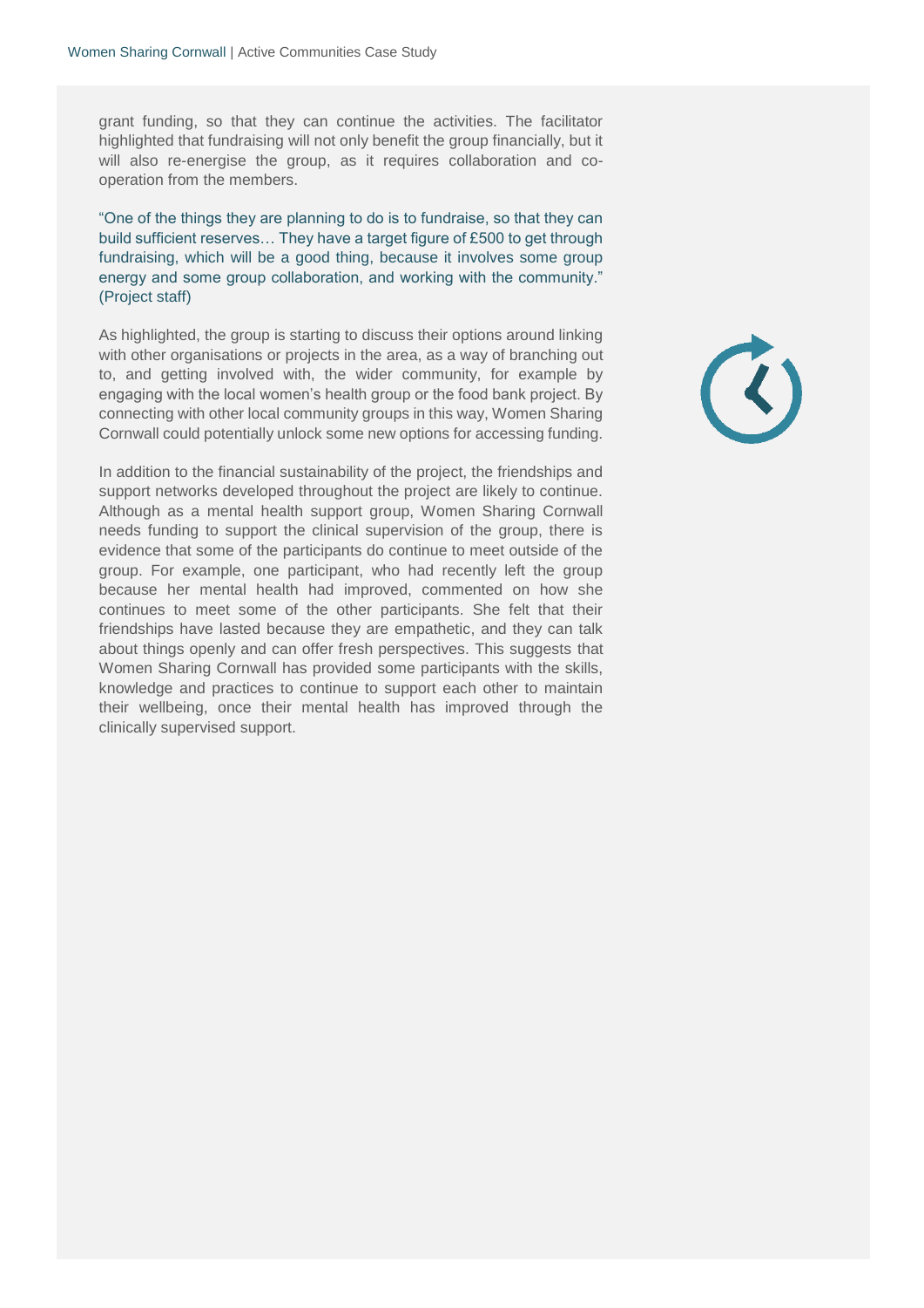grant funding, so that they can continue the activities. The facilitator highlighted that fundraising will not only benefit the group financially, but it will also re-energise the group, as it requires collaboration and co-operation from the members.

"One of the things they are planning to do is to fundraise, so that they can build sufficient reserves… They have a target figure of £500 to get through fundraising, which will be a good thing, because it involves some group energy and some group collaboration, and working with the community." (Project staff)

As highlighted, the group is starting to discuss their options around linking with other organisations or projects in the area, as a way of branching out to, and getting involved with, the wider community, for example by engaging with the local women's health group or the food bank project. By connecting with other local community groups in this way, Women Sharing Cornwall could potentially unlock some new options for accessing funding.

In addition to the financial sustainability of the project, the friendships and support networks developed throughout the project are likely to continue. Although as a mental health support group, Women Sharing Cornwall needs funding to support the clinical supervision of the group, there is evidence that some of the participants do continue to meet outside of the group. For example, one participant, who had recently left the group because her mental health had improved, commented on how she continues to meet some of the other participants. She felt that their friendships have lasted because they are empathetic, and they can talk about things openly and can offer fresh perspectives. This suggests that Women Sharing Cornwall has provided some participants with the skills, knowledge and practices to continue to support each other to maintain their wellbeing, once their mental health has improved through the clinically supervised support.